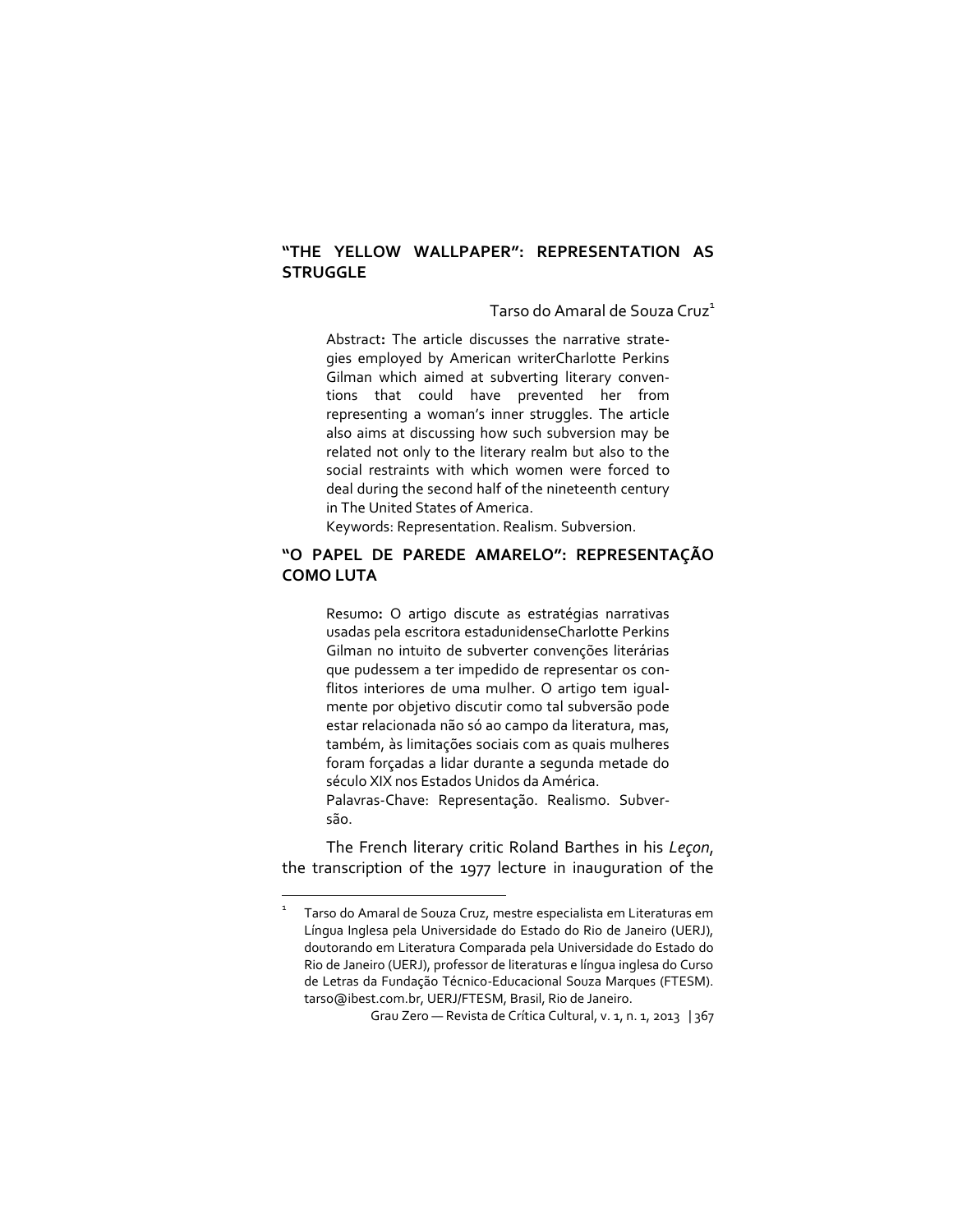## "THE YELLOW WALLPAPER": REPRESENTATION AS STRUGGLE

Tarso do Amaral de Souza Cruz[1]

> Abstract**:** The article discusses the narrative strategies employed by American writerCharlotte Perkins Gilman which aimed at subverting literary conventions that could have prevented her from representing a woman's inner struggles. The article also aims at discussing how such subversion may be related not only to the literary realm but also to the social restraints with which women were forced to deal during the second half of the nineteenth century in The United States of America.
>
> Keywords: Representation. Realism. Subversion.

## "O PAPEL DE PAREDE AMARELO": REPRESENTAÇÃO COMO LUTA

> Resumo**:** O artigo discute as estratégias narrativas usadas pela escritora estadunidenseCharlotte Perkins Gilman no intuito de subverter convenções literárias que pudessem a ter impedido de representar os conflitos interiores de uma mulher. O artigo tem igualmente por objetivo discutir como tal subversão pode estar relacionada não só ao campo da literatura, mas, também, às limitações sociais com as quais mulheres foram forçadas a lidar durante a segunda metade do século XIX nos Estados Unidos da América.
>
> Palavras-Chave: Representação. Realismo. Subversão.

The French literary critic Roland Barthes in his *Leçon*, the transcription of the 1977 lecture in inauguration of the

---

[1] Tarso do Amaral de Souza Cruz, mestre especialista em Literaturas em Língua Inglesa pela Universidade do Estado do Rio de Janeiro (UERJ), doutorando em Literatura Comparada pela Universidade do Estado do Rio de Janeiro (UERJ), professor de literaturas e língua inglesa do Curso de Letras da Fundação Técnico-Educacional Souza Marques (FTESM). tarso@ibest.com.br, UERJ/FTESM, Brasil, Rio de Janeiro.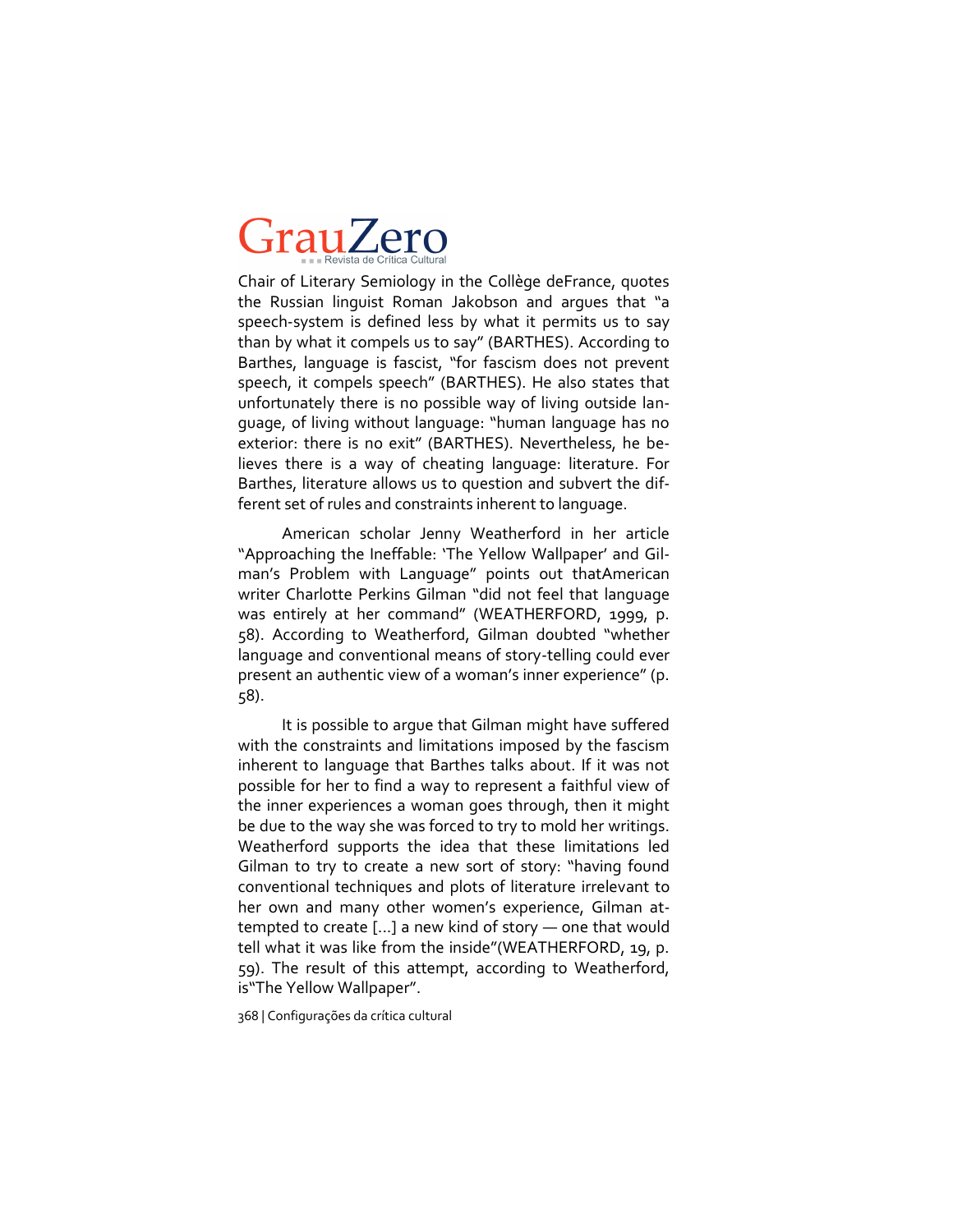Chair of Literary Semiology in the Collège deFrance, quotes the Russian linguist Roman Jakobson and argues that "a speech-system is defined less by what it permits us to say than by what it compels us to say" (BARTHES). According to Barthes, language is fascist, "for fascism does not prevent speech, it compels speech" (BARTHES). He also states that unfortunately there is no possible way of living outside language, of living without language: "human language has no exterior: there is no exit" (BARTHES). Nevertheless, he believes there is a way of cheating language: literature. For Barthes, literature allows us to question and subvert the different set of rules and constraints inherent to language.

American scholar Jenny Weatherford in her article "Approaching the Ineffable: 'The Yellow Wallpaper' and Gilman's Problem with Language" points out thatAmerican writer Charlotte Perkins Gilman "did not feel that language was entirely at her command" (WEATHERFORD, 1999, p. 58). According to Weatherford, Gilman doubted "whether language and conventional means of story-telling could ever present an authentic view of a woman's inner experience" (p. 58).

It is possible to argue that Gilman might have suffered with the constraints and limitations imposed by the fascism inherent to language that Barthes talks about. If it was not possible for her to find a way to represent a faithful view of the inner experiences a woman goes through, then it might be due to the way she was forced to try to mold her writings. Weatherford supports the idea that these limitations led Gilman to try to create a new sort of story: "having found conventional techniques and plots of literature irrelevant to her own and many other women's experience, Gilman attempted to create [...] a new kind of story — one that would tell what it was like from the inside"(WEATHERFORD, 19, p. 59). The result of this attempt, according to Weatherford, is"The Yellow Wallpaper".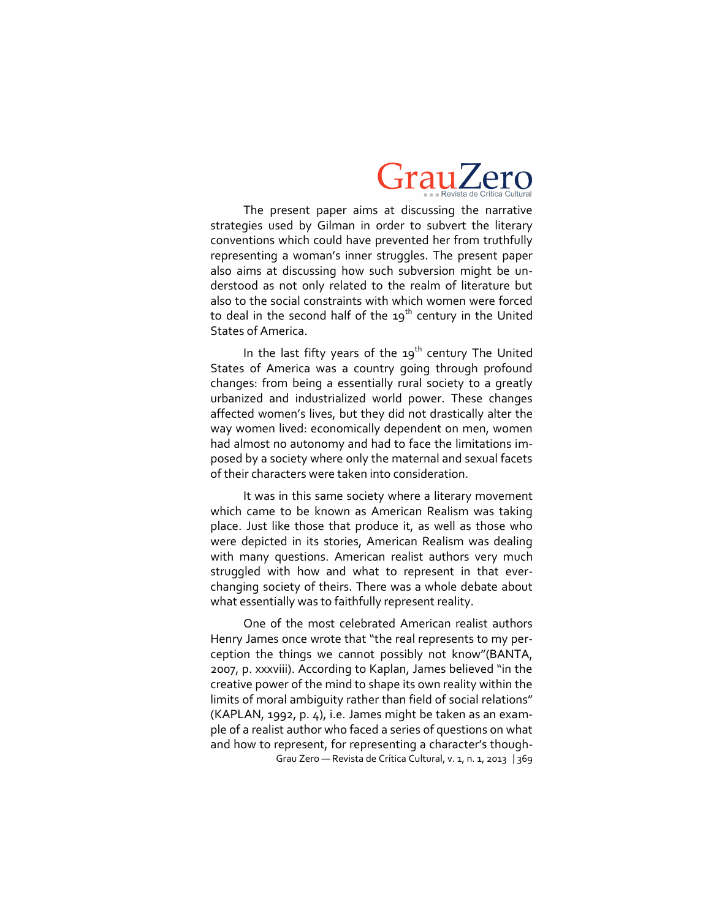The present paper aims at discussing the narrative strategies used by Gilman in order to subvert the literary conventions which could have prevented her from truthfully representing a woman's inner struggles. The present paper also aims at discussing how such subversion might be understood as not only related to the realm of literature but also to the social constraints with which women were forced to deal in the second half of the $19^{th}$ century in the United States of America.

In the last fifty years of the $19^{th}$ century The United States of America was a country going through profound changes: from being a essentially rural society to a greatly urbanized and industrialized world power. These changes affected women's lives, but they did not drastically alter the way women lived: economically dependent on men, women had almost no autonomy and had to face the limitations imposed by a society where only the maternal and sexual facets of their characters were taken into consideration.

It was in this same society where a literary movement which came to be known as American Realism was taking place. Just like those that produce it, as well as those who were depicted in its stories, American Realism was dealing with many questions. American realist authors very much struggled with how and what to represent in that ever-changing society of theirs. There was a whole debate about what essentially was to faithfully represent reality.

One of the most celebrated American realist authors Henry James once wrote that "the real represents to my perception the things we cannot possibly not know"(BANTA, 2007, p. xxxviii). According to Kaplan, James believed "in the creative power of the mind to shape its own reality within the limits of moral ambiguity rather than field of social relations" (KAPLAN, 1992, p. 4), i.e. James might be taken as an example of a realist author who faced a series of questions on what and how to represent, for representing a character's though-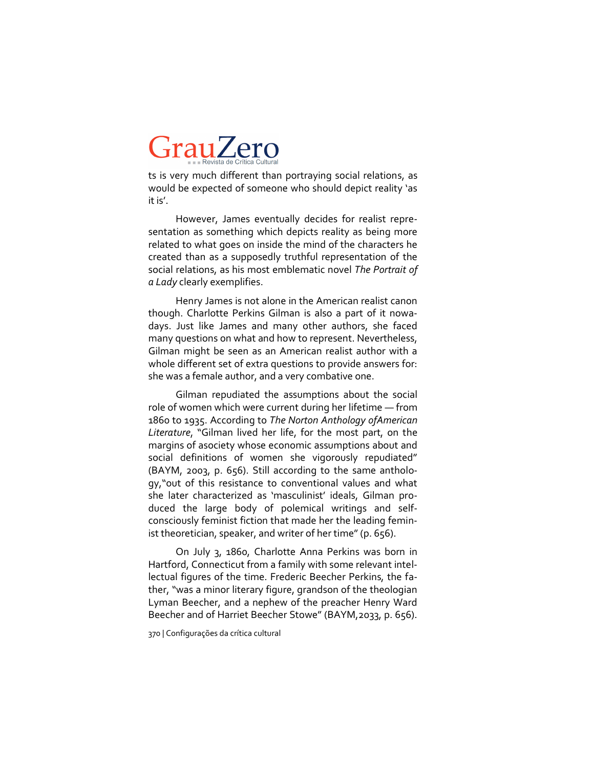ts is very much different than portraying social relations, as would be expected of someone who should depict reality 'as it is'.

However, James eventually decides for realist representation as something which depicts reality as being more related to what goes on inside the mind of the characters he created than as a supposedly truthful representation of the social relations, as his most emblematic novel *The Portrait of a Lady* clearly exemplifies.

Henry James is not alone in the American realist canon though. Charlotte Perkins Gilman is also a part of it nowadays. Just like James and many other authors, she faced many questions on what and how to represent. Nevertheless, Gilman might be seen as an American realist author with a whole different set of extra questions to provide answers for: she was a female author, and a very combative one.

Gilman repudiated the assumptions about the social role of women which were current during her lifetime — from 1860 to 1935. According to *The Norton Anthology ofAmerican Literature*, "Gilman lived her life, for the most part, on the margins of asociety whose economic assumptions about and social definitions of women she vigorously repudiated" (BAYM, 2003, p. 656). Still according to the same anthology,"out of this resistance to conventional values and what she later characterized as 'masculinist' ideals, Gilman produced the large body of polemical writings and self-consciously feminist fiction that made her the leading feminist theoretician, speaker, and writer of her time" (p. 656).

On July 3, 1860, Charlotte Anna Perkins was born in Hartford, Connecticut from a family with some relevant intellectual figures of the time. Frederic Beecher Perkins, the father, "was a minor literary figure, grandson of the theologian Lyman Beecher, and a nephew of the preacher Henry Ward Beecher and of Harriet Beecher Stowe" (BAYM,2033, p. 656).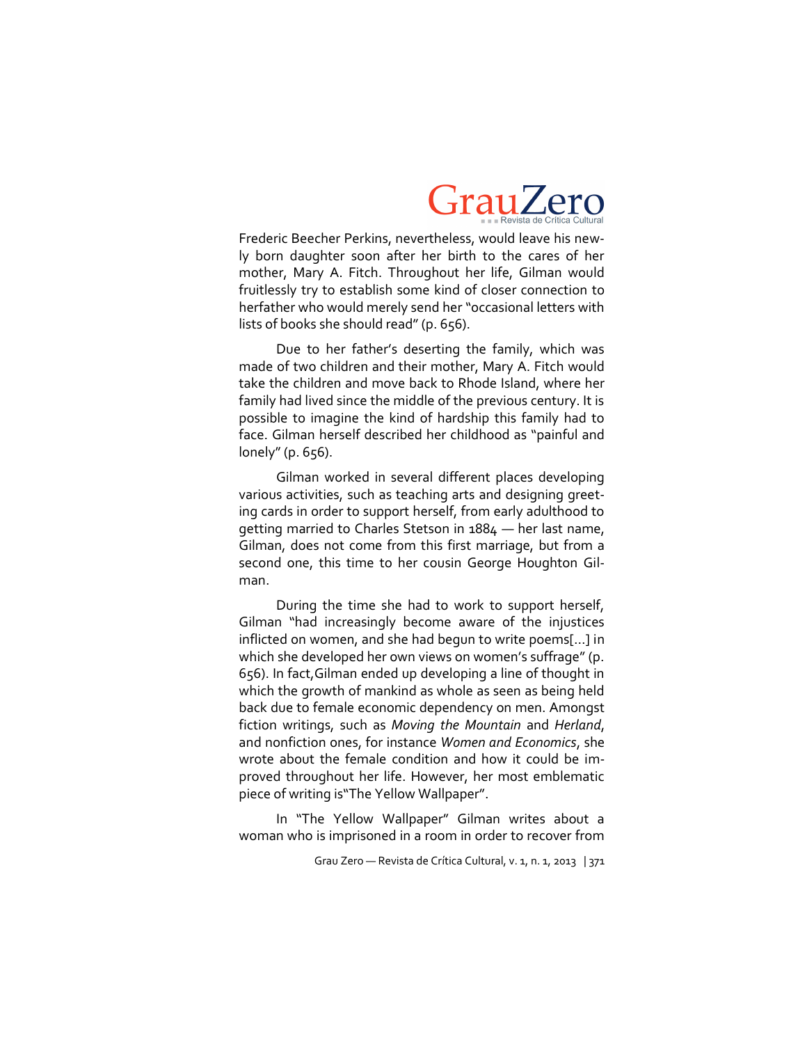Frederic Beecher Perkins, nevertheless, would leave his newly born daughter soon after her birth to the cares of her mother, Mary A. Fitch. Throughout her life, Gilman would fruitlessly try to establish some kind of closer connection to herfather who would merely send her "occasional letters with lists of books she should read" (p. 656).

Due to her father's deserting the family, which was made of two children and their mother, Mary A. Fitch would take the children and move back to Rhode Island, where her family had lived since the middle of the previous century. It is possible to imagine the kind of hardship this family had to face. Gilman herself described her childhood as "painful and lonely" (p. 656).

Gilman worked in several different places developing various activities, such as teaching arts and designing greeting cards in order to support herself, from early adulthood to getting married to Charles Stetson in 1884 — her last name, Gilman, does not come from this first marriage, but from a second one, this time to her cousin George Houghton Gilman.

During the time she had to work to support herself, Gilman "had increasingly become aware of the injustices inflicted on women, and she had begun to write poems[...] in which she developed her own views on women's suffrage" (p. 656). In fact,Gilman ended up developing a line of thought in which the growth of mankind as whole as seen as being held back due to female economic dependency on men. Amongst fiction writings, such as *Moving the Mountain* and *Herland*, and nonfiction ones, for instance *Women and Economics*, she wrote about the female condition and how it could be improved throughout her life. However, her most emblematic piece of writing is"The Yellow Wallpaper".

In "The Yellow Wallpaper" Gilman writes about a woman who is imprisoned in a room in order to recover from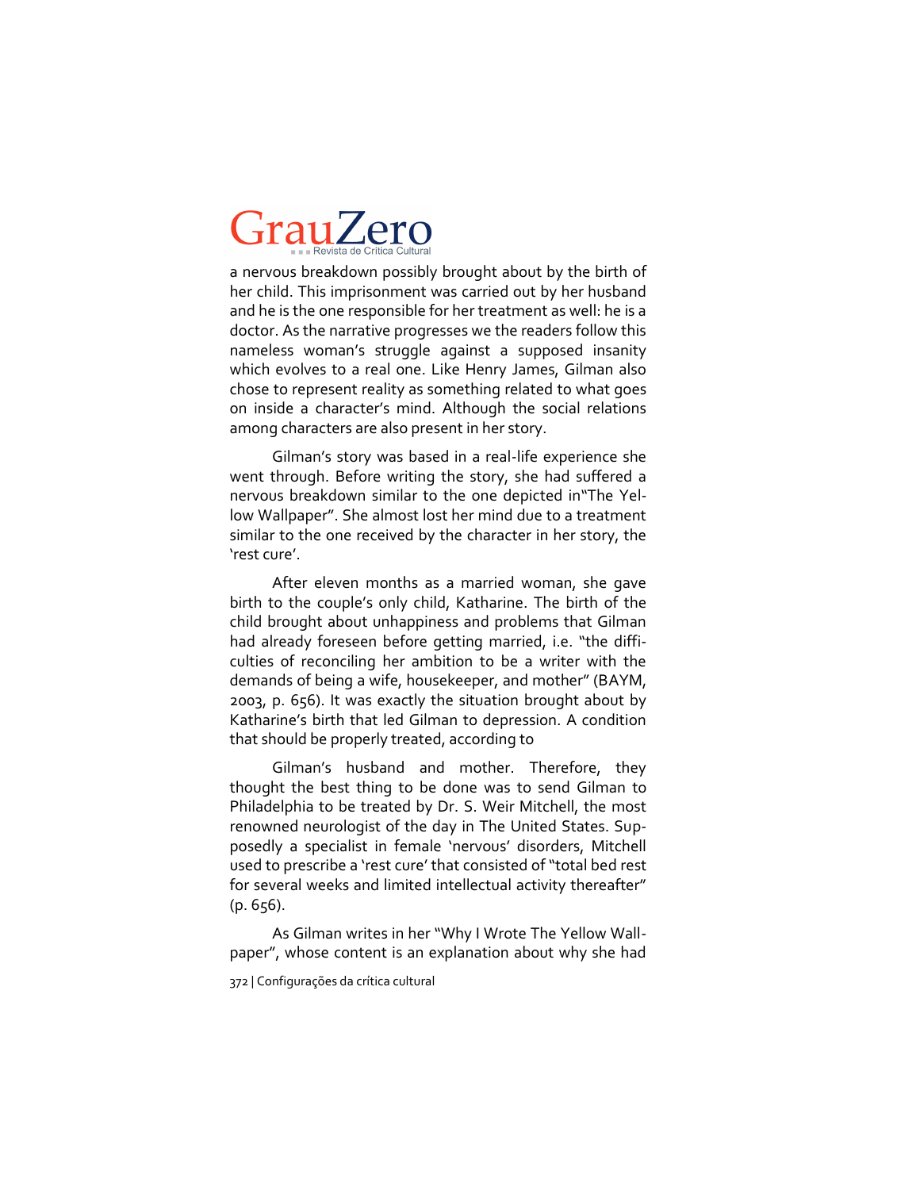a nervous breakdown possibly brought about by the birth of her child. This imprisonment was carried out by her husband and he is the one responsible for her treatment as well: he is a doctor. As the narrative progresses we the readers follow this nameless woman's struggle against a supposed insanity which evolves to a real one. Like Henry James, Gilman also chose to represent reality as something related to what goes on inside a character's mind. Although the social relations among characters are also present in her story.

Gilman's story was based in a real-life experience she went through. Before writing the story, she had suffered a nervous breakdown similar to the one depicted in"The Yellow Wallpaper". She almost lost her mind due to a treatment similar to the one received by the character in her story, the 'rest cure'.

After eleven months as a married woman, she gave birth to the couple's only child, Katharine. The birth of the child brought about unhappiness and problems that Gilman had already foreseen before getting married, i.e. "the difficulties of reconciling her ambition to be a writer with the demands of being a wife, housekeeper, and mother" (BAYM, 2003, p. 656). It was exactly the situation brought about by Katharine's birth that led Gilman to depression. A condition that should be properly treated, according to

Gilman's husband and mother. Therefore, they thought the best thing to be done was to send Gilman to Philadelphia to be treated by Dr. S. Weir Mitchell, the most renowned neurologist of the day in The United States. Supposedly a specialist in female 'nervous' disorders, Mitchell used to prescribe a 'rest cure' that consisted of "total bed rest for several weeks and limited intellectual activity thereafter" (p. 656).

As Gilman writes in her "Why I Wrote The Yellow Wallpaper", whose content is an explanation about why she had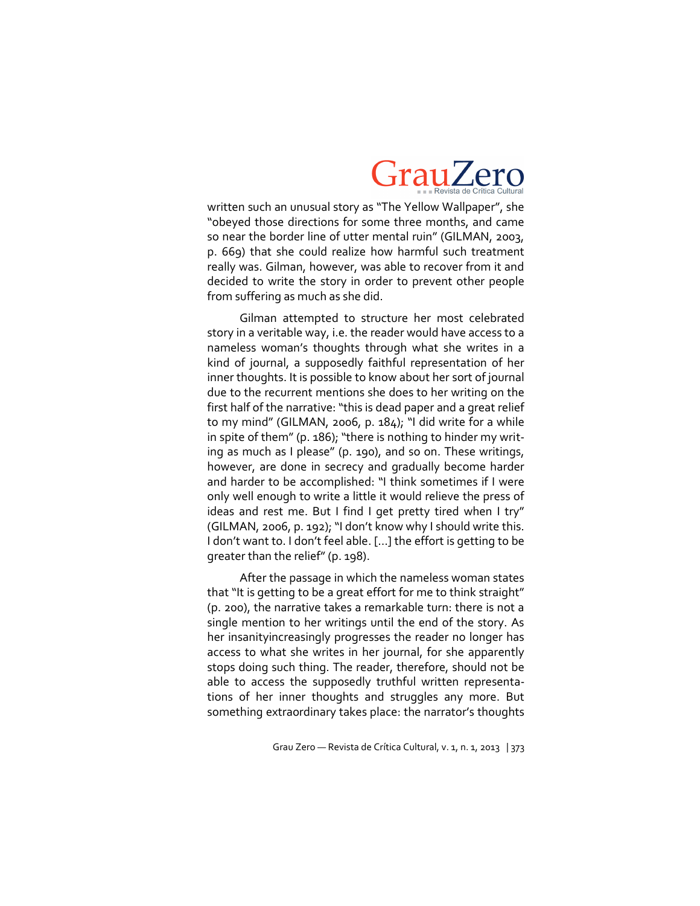written such an unusual story as "The Yellow Wallpaper", she "obeyed those directions for some three months, and came so near the border line of utter mental ruin" (GILMAN, 2003, p. 669) that she could realize how harmful such treatment really was. Gilman, however, was able to recover from it and decided to write the story in order to prevent other people from suffering as much as she did.

Gilman attempted to structure her most celebrated story in a veritable way, i.e. the reader would have access to a nameless woman's thoughts through what she writes in a kind of journal, a supposedly faithful representation of her inner thoughts. It is possible to know about her sort of journal due to the recurrent mentions she does to her writing on the first half of the narrative: "this is dead paper and a great relief to my mind" (GILMAN, 2006, p. 184); "I did write for a while in spite of them" (p. 186); "there is nothing to hinder my writing as much as I please" (p. 190), and so on. These writings, however, are done in secrecy and gradually become harder and harder to be accomplished: "I think sometimes if I were only well enough to write a little it would relieve the press of ideas and rest me. But I find I get pretty tired when I try" (GILMAN, 2006, p. 192); "I don't know why I should write this. I don't want to. I don't feel able. [...] the effort is getting to be greater than the relief" (p. 198).

After the passage in which the nameless woman states that "It is getting to be a great effort for me to think straight" (p. 200), the narrative takes a remarkable turn: there is not a single mention to her writings until the end of the story. As her insanityincreasingly progresses the reader no longer has access to what she writes in her journal, for she apparently stops doing such thing. The reader, therefore, should not be able to access the supposedly truthful written representations of her inner thoughts and struggles any more. But something extraordinary takes place: the narrator's thoughts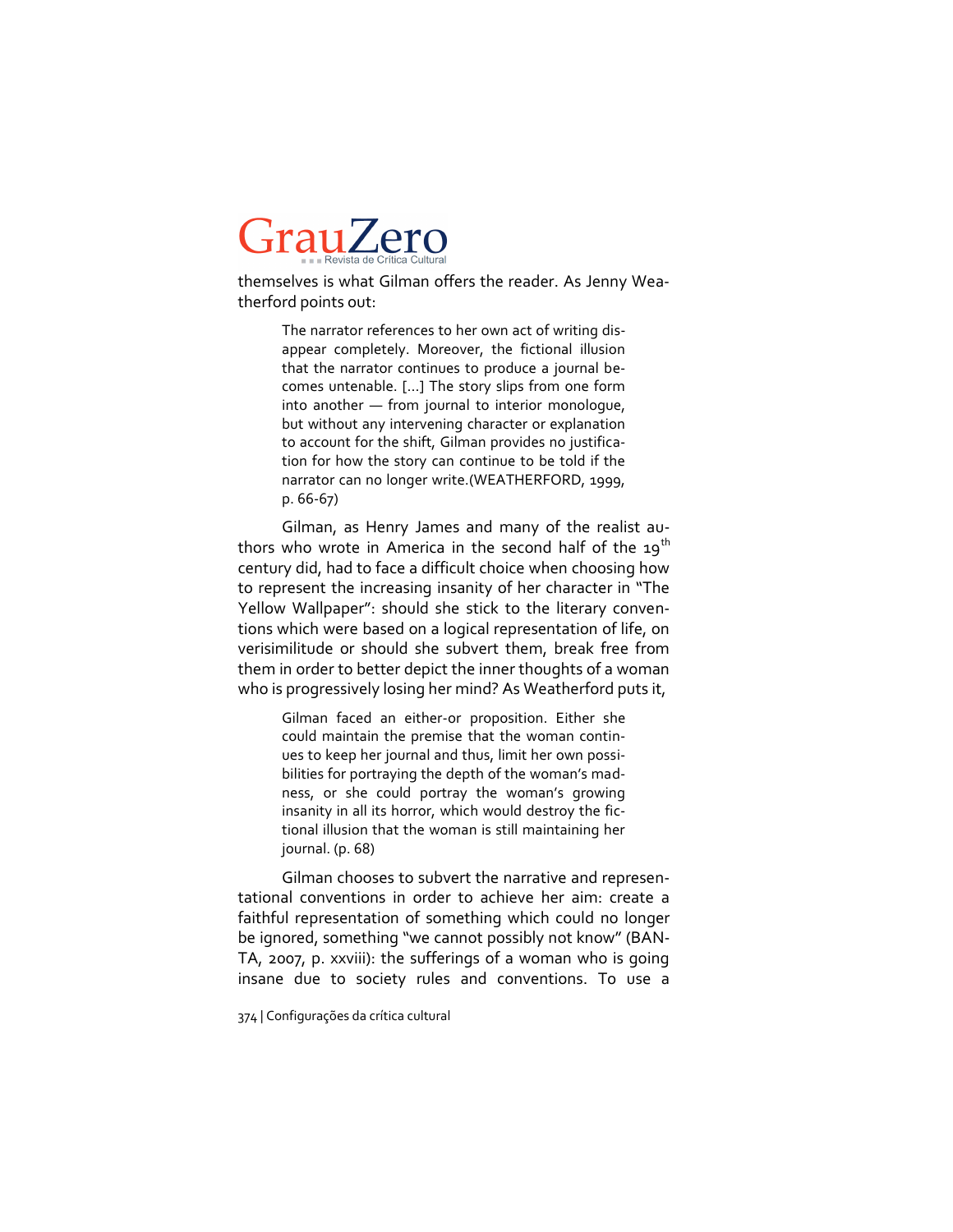themselves is what Gilman offers the reader. As Jenny Weatherford points out:

> The narrator references to her own act of writing disappear completely. Moreover, the fictional illusion that the narrator continues to produce a journal becomes untenable. [...] The story slips from one form into another — from journal to interior monologue, but without any intervening character or explanation to account for the shift, Gilman provides no justification for how the story can continue to be told if the narrator can no longer write.(WEATHERFORD, 1999, p. 66-67)

Gilman, as Henry James and many of the realist authors who wrote in America in the second half of the 19th century did, had to face a difficult choice when choosing how to represent the increasing insanity of her character in "The Yellow Wallpaper": should she stick to the literary conventions which were based on a logical representation of life, on verisimilitude or should she subvert them, break free from them in order to better depict the inner thoughts of a woman who is progressively losing her mind? As Weatherford puts it,

> Gilman faced an either-or proposition. Either she could maintain the premise that the woman continues to keep her journal and thus, limit her own possibilities for portraying the depth of the woman's madness, or she could portray the woman's growing insanity in all its horror, which would destroy the fictional illusion that the woman is still maintaining her journal. (p. 68)

Gilman chooses to subvert the narrative and representational conventions in order to achieve her aim: create a faithful representation of something which could no longer be ignored, something "we cannot possibly not know" (BANTA, 2007, p. xxviii): the sufferings of a woman who is going insane due to society rules and conventions. To use a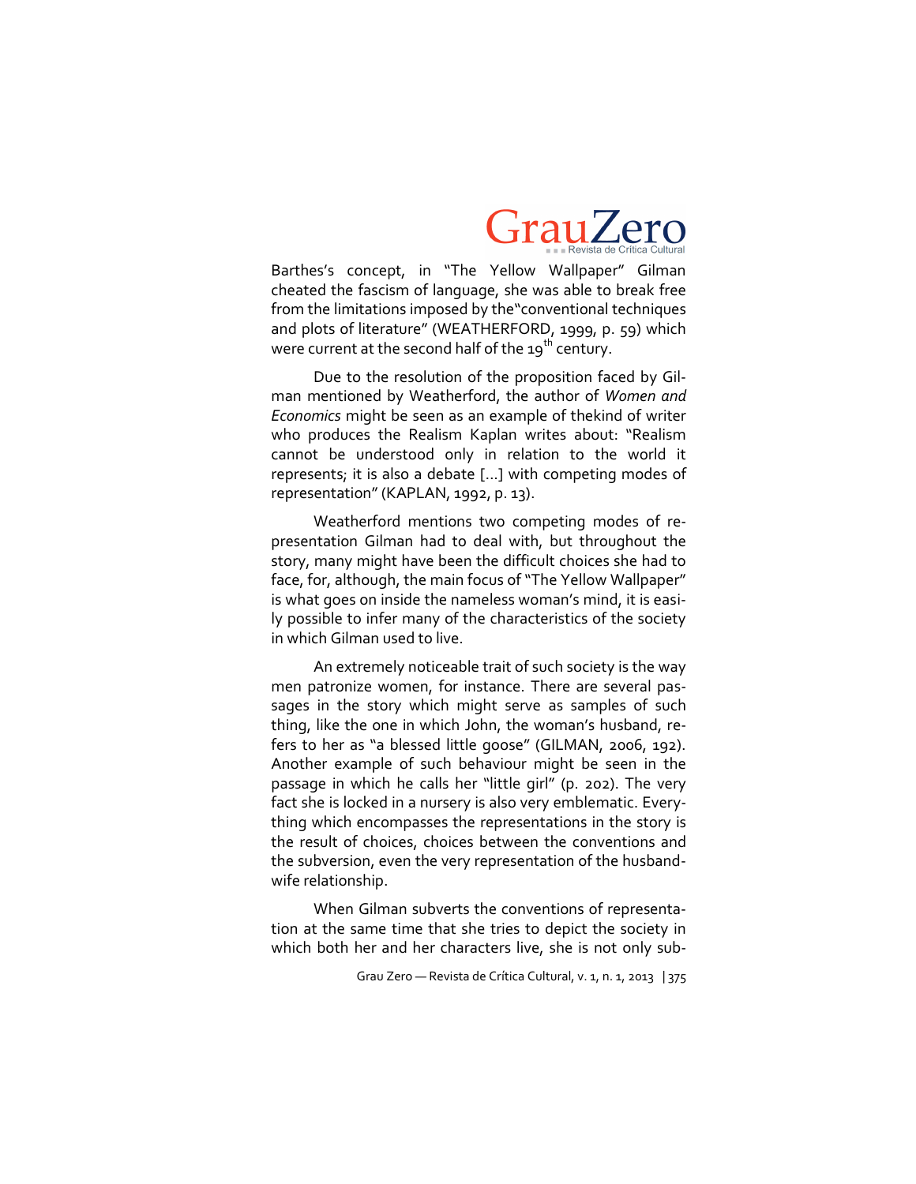Barthes's concept, in "The Yellow Wallpaper" Gilman cheated the fascism of language, she was able to break free from the limitations imposed by the"conventional techniques and plots of literature" (WEATHERFORD, 1999, p. 59) which were current at the second half of the 19th century.

Due to the resolution of the proposition faced by Gilman mentioned by Weatherford, the author of *Women and Economics* might be seen as an example of thekind of writer who produces the Realism Kaplan writes about: "Realism cannot be understood only in relation to the world it represents; it is also a debate [...] with competing modes of representation" (KAPLAN, 1992, p. 13).

Weatherford mentions two competing modes of representation Gilman had to deal with, but throughout the story, many might have been the difficult choices she had to face, for, although, the main focus of "The Yellow Wallpaper" is what goes on inside the nameless woman's mind, it is easily possible to infer many of the characteristics of the society in which Gilman used to live.

An extremely noticeable trait of such society is the way men patronize women, for instance. There are several passages in the story which might serve as samples of such thing, like the one in which John, the woman's husband, refers to her as "a blessed little goose" (GILMAN, 2006, 192). Another example of such behaviour might be seen in the passage in which he calls her "little girl" (p. 202). The very fact she is locked in a nursery is also very emblematic. Everything which encompasses the representations in the story is the result of choices, choices between the conventions and the subversion, even the very representation of the husband-wife relationship.

When Gilman subverts the conventions of representation at the same time that she tries to depict the society in which both her and her characters live, she is not only sub-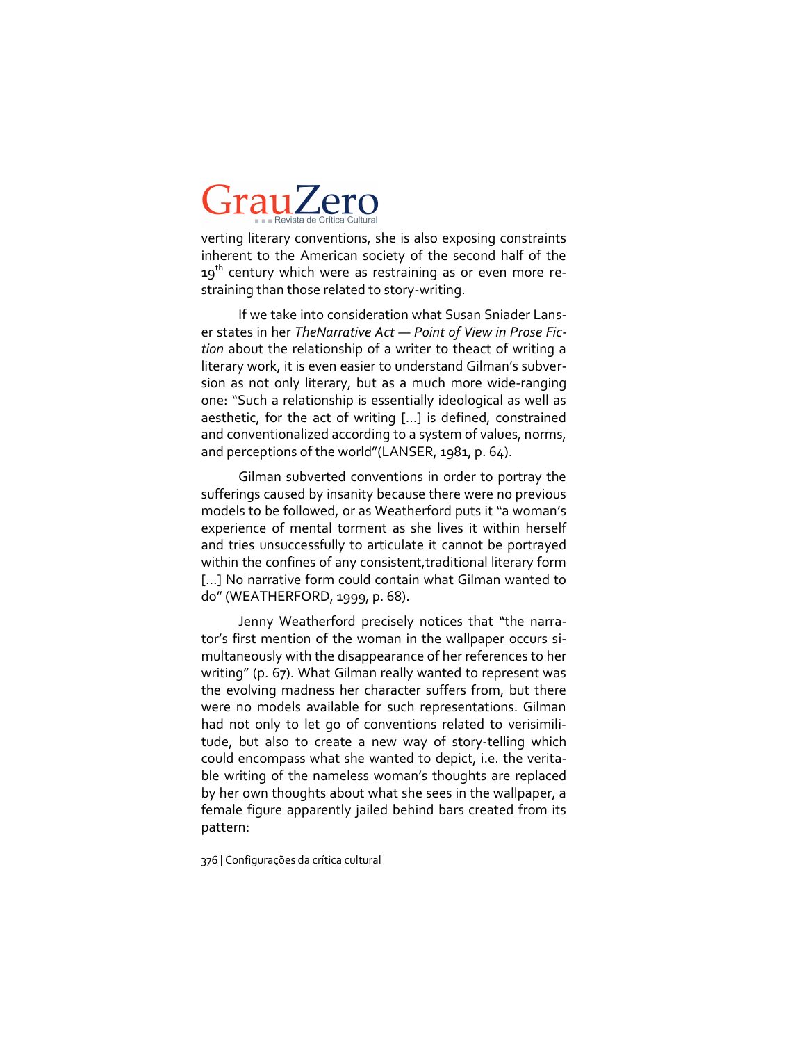verting literary conventions, she is also exposing constraints inherent to the American society of the second half of the 19th century which were as restraining as or even more restraining than those related to story-writing.

If we take into consideration what Susan Sniader Lanser states in her *TheNarrative Act — Point of View in Prose Fiction* about the relationship of a writer to theact of writing a literary work, it is even easier to understand Gilman's subversion as not only literary, but as a much more wide-ranging one: "Such a relationship is essentially ideological as well as aesthetic, for the act of writing [...] is defined, constrained and conventionalized according to a system of values, norms, and perceptions of the world"(LANSER, 1981, p. 64).

Gilman subverted conventions in order to portray the sufferings caused by insanity because there were no previous models to be followed, or as Weatherford puts it "a woman's experience of mental torment as she lives it within herself and tries unsuccessfully to articulate it cannot be portrayed within the confines of any consistent,traditional literary form [...] No narrative form could contain what Gilman wanted to do" (WEATHERFORD, 1999, p. 68).

Jenny Weatherford precisely notices that "the narrator's first mention of the woman in the wallpaper occurs simultaneously with the disappearance of her references to her writing" (p. 67). What Gilman really wanted to represent was the evolving madness her character suffers from, but there were no models available for such representations. Gilman had not only to let go of conventions related to verisimilitude, but also to create a new way of story-telling which could encompass what she wanted to depict, i.e. the veritable writing of the nameless woman's thoughts are replaced by her own thoughts about what she sees in the wallpaper, a female figure apparently jailed behind bars created from its pattern: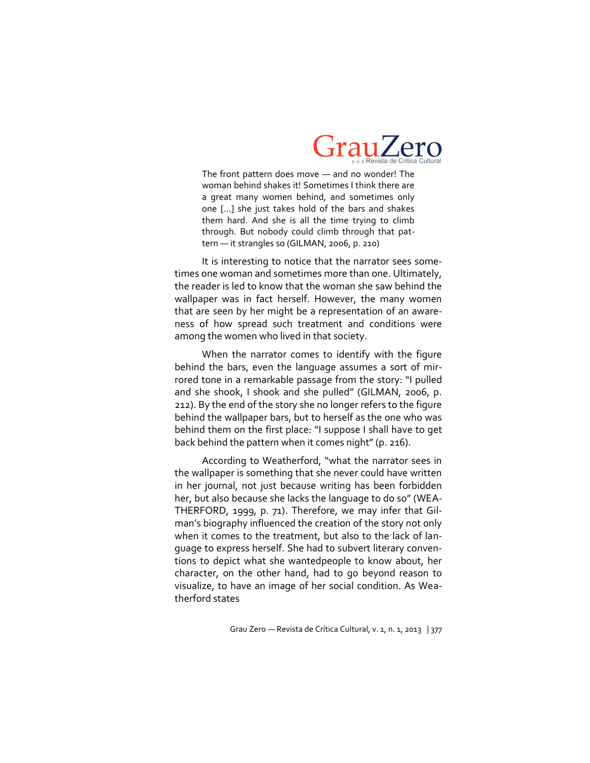> The front pattern does move — and no wonder! The woman behind shakes it! Sometimes I think there are a great many women behind, and sometimes only one [...] she just takes hold of the bars and shakes them hard. And she is all the time trying to climb through. But nobody could climb through that pattern — it strangles so (GILMAN, 2006, p. 210)

It is interesting to notice that the narrator sees sometimes one woman and sometimes more than one. Ultimately, the reader is led to know that the woman she saw behind the wallpaper was in fact herself. However, the many women that are seen by her might be a representation of an awareness of how spread such treatment and conditions were among the women who lived in that society.

When the narrator comes to identify with the figure behind the bars, even the language assumes a sort of mirrored tone in a remarkable passage from the story: "I pulled and she shook, I shook and she pulled" (GILMAN, 2006, p. 212). By the end of the story she no longer refers to the figure behind the wallpaper bars, but to herself as the one who was behind them on the first place: "I suppose I shall have to get back behind the pattern when it comes night" (p. 216).

According to Weatherford, "what the narrator sees in the wallpaper is something that she never could have written in her journal, not just because writing has been forbidden her, but also because she lacks the language to do so" (WEATHERFORD, 1999, p. 71). Therefore, we may infer that Gilman's biography influenced the creation of the story not only when it comes to the treatment, but also to the lack of language to express herself. She had to subvert literary conventions to depict what she wantedpeople to know about, her character, on the other hand, had to go beyond reason to visualize, to have an image of her social condition. As Weatherford states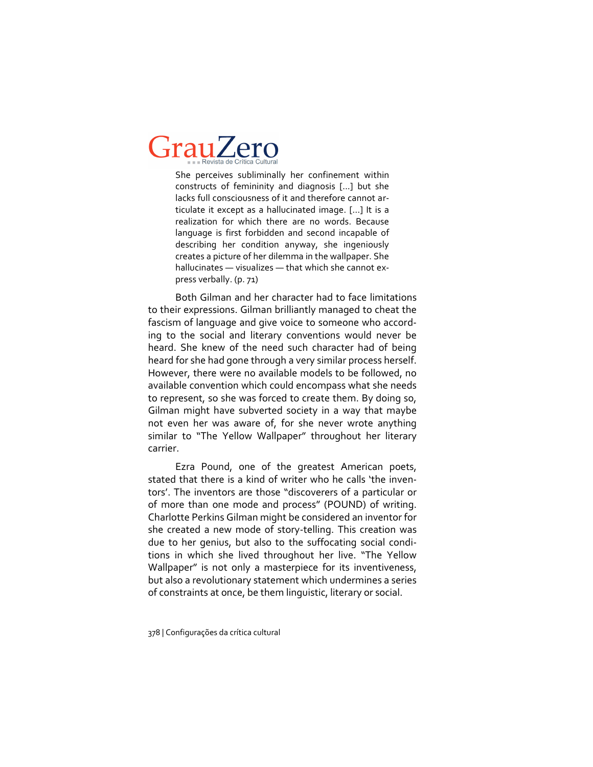> She perceives subliminally her confinement within constructs of femininity and diagnosis [...] but she lacks full consciousness of it and therefore cannot articulate it except as a hallucinated image. [...] It is a realization for which there are no words. Because language is first forbidden and second incapable of describing her condition anyway, she ingeniously creates a picture of her dilemma in the wallpaper. She hallucinates — visualizes — that which she cannot express verbally. (p. 71)

Both Gilman and her character had to face limitations to their expressions. Gilman brilliantly managed to cheat the fascism of language and give voice to someone who according to the social and literary conventions would never be heard. She knew of the need such character had of being heard for she had gone through a very similar process herself. However, there were no available models to be followed, no available convention which could encompass what she needs to represent, so she was forced to create them. By doing so, Gilman might have subverted society in a way that maybe not even her was aware of, for she never wrote anything similar to "The Yellow Wallpaper" throughout her literary carrier.

Ezra Pound, one of the greatest American poets, stated that there is a kind of writer who he calls 'the inventors'. The inventors are those "discoverers of a particular or of more than one mode and process" (POUND) of writing. Charlotte Perkins Gilman might be considered an inventor for she created a new mode of story-telling. This creation was due to her genius, but also to the suffocating social conditions in which she lived throughout her live. "The Yellow Wallpaper" is not only a masterpiece for its inventiveness, but also a revolutionary statement which undermines a series of constraints at once, be them linguistic, literary or social.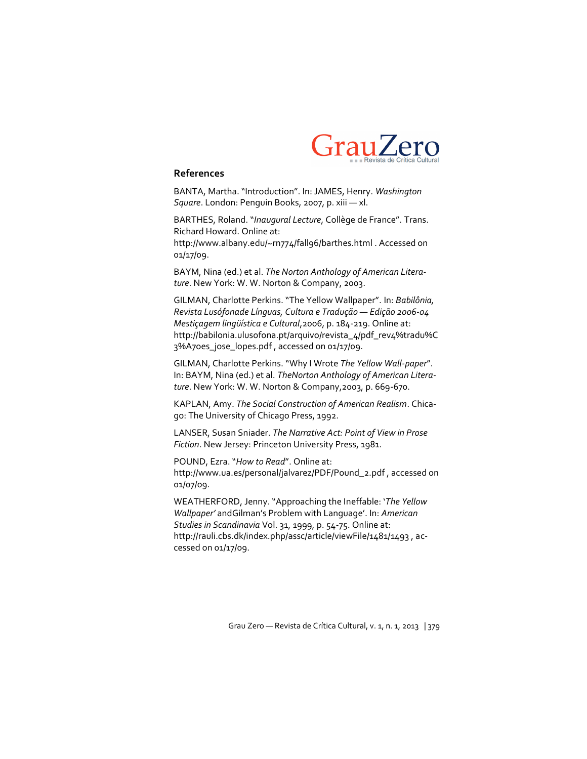## References

BANTA, Martha. "Introduction". In: JAMES, Henry. *Washington Square*. London: Penguin Books, 2007, p. xiii — xl.

BARTHES, Roland. "*Inaugural Lecture*, Collège de France". Trans. Richard Howard. Online at: http://www.albany.edu/~rn774/fall96/barthes.html . Accessed on 01/17/09.

BAYM, Nina (ed.) et al. *The Norton Anthology of American Literature*. New York: W. W. Norton & Company, 2003.

GILMAN, Charlotte Perkins. "The Yellow Wallpaper". In: *Babilônia, Revista Lusófonade Línguas, Cultura e Tradução — Edição 2006-04 Mestiçagem lingüística e Cultural*,2006, p. 184-219. Online at: http://babilonia.ulusofona.pt/arquivo/revista_4/pdf_rev4%tradu%C3%A7oes_jose_lopes.pdf , accessed on 01/17/09.

GILMAN, Charlotte Perkins. "Why I Wrote *The Yellow Wall-paper*". In: BAYM, Nina (ed.) et al. *TheNorton Anthology of American Literature*. New York: W. W. Norton & Company,2003, p. 669-670.

KAPLAN, Amy. *The Social Construction of American Realism*. Chicago: The University of Chicago Press, 1992.

LANSER, Susan Sniader. *The Narrative Act: Point of View in Prose Fiction*. New Jersey: Princeton University Press, 1981.

POUND, Ezra. "*How to Read*". Online at: http://www.ua.es/personal/jalvarez/PDF/Pound_2.pdf , accessed on 01/07/09.

WEATHERFORD, Jenny. "Approaching the Ineffable: '*The Yellow Wallpaper'* andGilman's Problem with Language'. In: *American Studies in Scandinavia* Vol. 31, 1999, p. 54-75. Online at: http://rauli.cbs.dk/index.php/assc/article/viewFile/1481/1493 , accessed on 01/17/09.